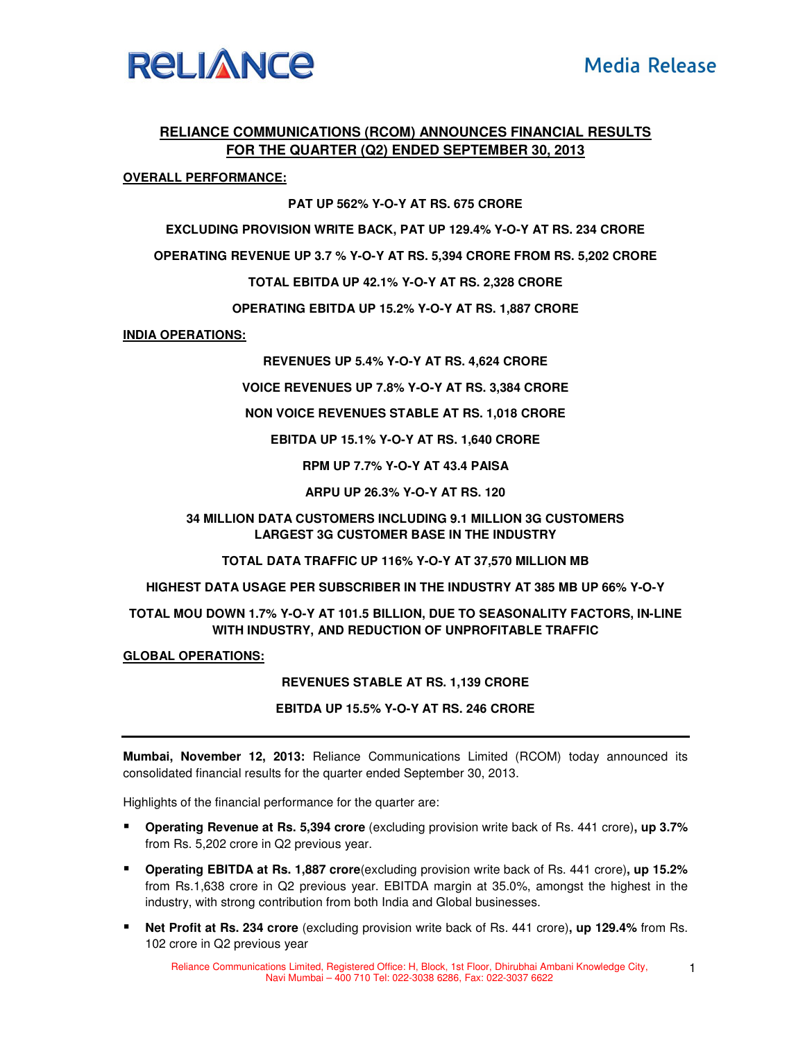# RELIANCE COMMUNICATIONS (RCOM) ANNOUNCES FINANCIAL RESULTS FOR THE QUARTER (Q2) ENDED SEPTEMBER 30, 2013

## OVERALL PERFORMANCE:

**PAT UP 562% Y-O-Y AT RS. 675 CRORE**

**EXCLUDING PROVISION WRITE BACK, PAT UP 129.4% Y-O-Y AT RS. 234 CRORE**

**OPERATING REVENUE UP 3.7 % Y-O-Y AT RS. 5,394 CRORE FROM RS. 5,202 CRORE**

**TOTAL EBITDA UP 42.1% Y-O-Y AT RS. 2,328 CRORE**

**OPERATING EBITDA UP 15.2% Y-O-Y AT RS. 1,887 CRORE**

## INDIA OPERATIONS:

**REVENUES UP 5.4% Y-O-Y AT RS. 4,624 CRORE**

**VOICE REVENUES UP 7.8% Y-O-Y AT RS. 3,384 CRORE**

**NON VOICE REVENUES STABLE AT RS. 1,018 CRORE**

**EBITDA UP 15.1% Y-O-Y AT RS. 1,640 CRORE**

**RPM UP 7.7% Y-O-Y AT 43.4 PAISA**

**ARPU UP 26.3% Y-O-Y AT RS. 120**

**34 MILLION DATA CUSTOMERS INCLUDING 9.1 MILLION 3G CUSTOMERS LARGEST 3G CUSTOMER BASE IN THE INDUSTRY**

**TOTAL DATA TRAFFIC UP 116% Y-O-Y AT 37,570 MILLION MB**

**HIGHEST DATA USAGE PER SUBSCRIBER IN THE INDUSTRY AT 385 MB UP 66% Y-O-Y**

**TOTAL MOU DOWN 1.7% Y-O-Y AT 101.5 BILLION, DUE TO SEASONALITY FACTORS, IN-LINE WITH INDUSTRY, AND REDUCTION OF UNPROFITABLE TRAFFIC**

## GLOBAL OPERATIONS:

**REVENUES STABLE AT RS. 1,139 CRORE**

**EBITDA UP 15.5% Y-O-Y AT RS. 246 CRORE**

---

**Mumbai, November 12, 2013:** Reliance Communications Limited (RCOM) today announced its consolidated financial results for the quarter ended September 30, 2013.

Highlights of the financial performance for the quarter are:

- **Operating Revenue at Rs. 5,394 crore** (excluding provision write back of Rs. 441 crore)**, up 3.7%** from Rs. 5,202 crore in Q2 previous year.
- **Operating EBITDA at Rs. 1,887 crore**(excluding provision write back of Rs. 441 crore)**, up 15.2%** from Rs.1,638 crore in Q2 previous year. EBITDA margin at 35.0%, amongst the highest in the industry, with strong contribution from both India and Global businesses.
- **Net Profit at Rs. 234 crore** (excluding provision write back of Rs. 441 crore)**, up 129.4%** from Rs. 102 crore in Q2 previous year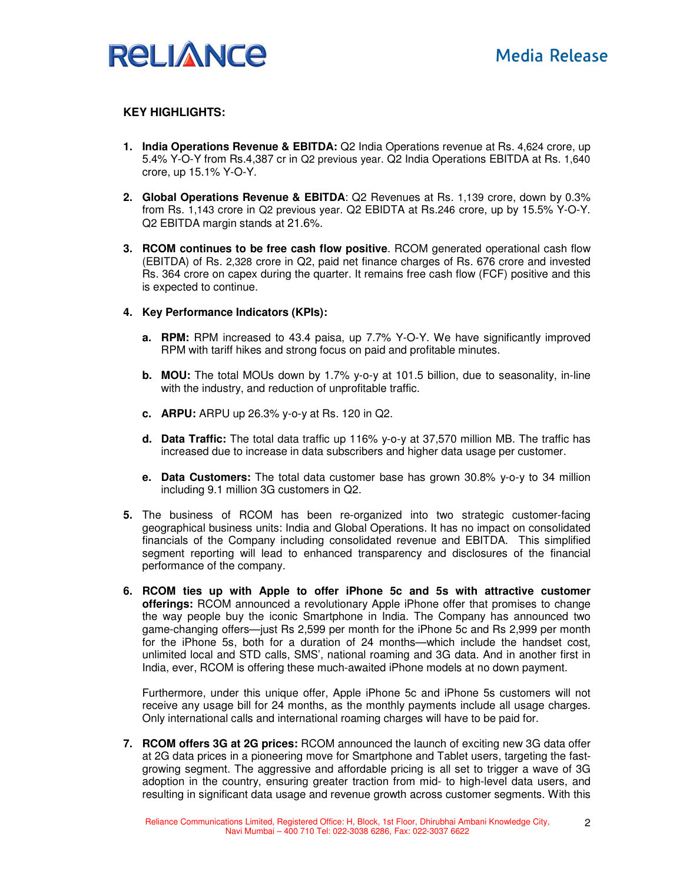**KEY HIGHLIGHTS:**

1. **India Operations Revenue & EBITDA:** Q2 India Operations revenue at Rs. 4,624 crore, up 5.4% Y-O-Y from Rs.4,387 cr in Q2 previous year. Q2 India Operations EBITDA at Rs. 1,640 crore, up 15.1% Y-O-Y.

2. **Global Operations Revenue & EBITDA**: Q2 Revenues at Rs. 1,139 crore, down by 0.3% from Rs. 1,143 crore in Q2 previous year. Q2 EBIDTA at Rs.246 crore, up by 15.5% Y-O-Y. Q2 EBITDA margin stands at 21.6%.

3. **RCOM continues to be free cash flow positive**. RCOM generated operational cash flow (EBITDA) of Rs. 2,328 crore in Q2, paid net finance charges of Rs. 676 crore and invested Rs. 364 crore on capex during the quarter. It remains free cash flow (FCF) positive and this is expected to continue.

4. **Key Performance Indicators (KPIs):**

   a. **RPM:** RPM increased to 43.4 paisa, up 7.7% Y-O-Y. We have significantly improved RPM with tariff hikes and strong focus on paid and profitable minutes.

   b. **MOU:** The total MOUs down by 1.7% y-o-y at 101.5 billion, due to seasonality, in-line with the industry, and reduction of unprofitable traffic.

   c. **ARPU:** ARPU up 26.3% y-o-y at Rs. 120 in Q2.

   d. **Data Traffic:** The total data traffic up 116% y-o-y at 37,570 million MB. The traffic has increased due to increase in data subscribers and higher data usage per customer.

   e. **Data Customers:** The total data customer base has grown 30.8% y-o-y to 34 million including 9.1 million 3G customers in Q2.

5. The business of RCOM has been re-organized into two strategic customer-facing geographical business units: India and Global Operations. It has no impact on consolidated financials of the Company including consolidated revenue and EBITDA. This simplified segment reporting will lead to enhanced transparency and disclosures of the financial performance of the company.

6. **RCOM ties up with Apple to offer iPhone 5c and 5s with attractive customer offerings:** RCOM announced a revolutionary Apple iPhone offer that promises to change the way people buy the iconic Smartphone in India. The Company has announced two game-changing offers—just Rs 2,599 per month for the iPhone 5c and Rs 2,999 per month for the iPhone 5s, both for a duration of 24 months—which include the handset cost, unlimited local and STD calls, SMS', national roaming and 3G data. And in another first in India, ever, RCOM is offering these much-awaited iPhone models at no down payment.

   Furthermore, under this unique offer, Apple iPhone 5c and iPhone 5s customers will not receive any usage bill for 24 months, as the monthly payments include all usage charges. Only international calls and international roaming charges will have to be paid for.

7. **RCOM offers 3G at 2G prices:** RCOM announced the launch of exciting new 3G data offer at 2G data prices in a pioneering move for Smartphone and Tablet users, targeting the fast-growing segment. The aggressive and affordable pricing is all set to trigger a wave of 3G adoption in the country, ensuring greater traction from mid- to high-level data users, and resulting in significant data usage and revenue growth across customer segments. With this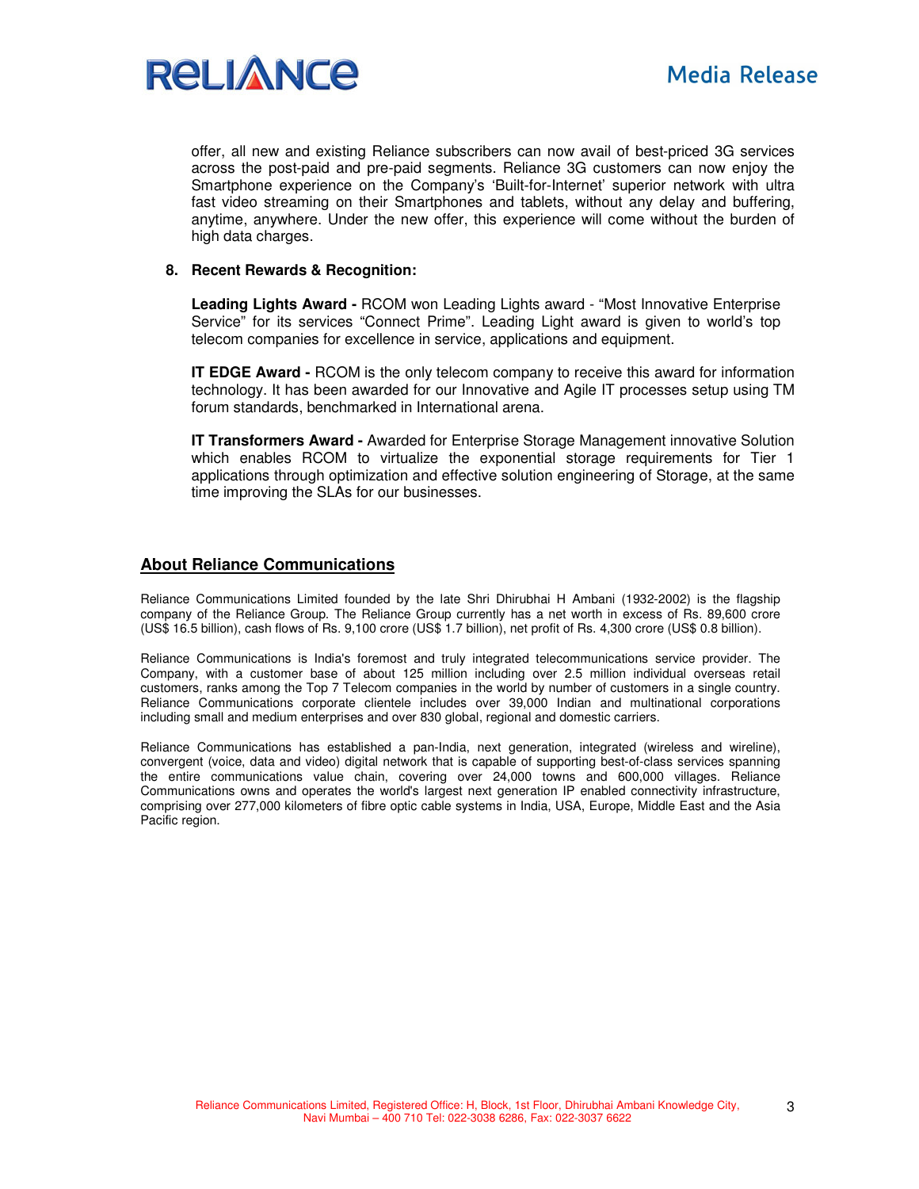offer, all new and existing Reliance subscribers can now avail of best-priced 3G services across the post-paid and pre-paid segments. Reliance 3G customers can now enjoy the Smartphone experience on the Company's 'Built-for-Internet' superior network with ultra fast video streaming on their Smartphones and tablets, without any delay and buffering, anytime, anywhere. Under the new offer, this experience will come without the burden of high data charges.

8. **Recent Rewards & Recognition:**

   **Leading Lights Award -** RCOM won Leading Lights award - "Most Innovative Enterprise Service" for its services "Connect Prime". Leading Light award is given to world's top telecom companies for excellence in service, applications and equipment.

   **IT EDGE Award -** RCOM is the only telecom company to receive this award for information technology. It has been awarded for our Innovative and Agile IT processes setup using TM forum standards, benchmarked in International arena.

   **IT Transformers Award -** Awarded for Enterprise Storage Management innovative Solution which enables RCOM to virtualize the exponential storage requirements for Tier 1 applications through optimization and effective solution engineering of Storage, at the same time improving the SLAs for our businesses.

## About Reliance Communications

Reliance Communications Limited founded by the late Shri Dhirubhai H Ambani (1932-2002) is the flagship company of the Reliance Group. The Reliance Group currently has a net worth in excess of Rs. 89,600 crore (US$ 16.5 billion), cash flows of Rs. 9,100 crore (US$ 1.7 billion), net profit of Rs. 4,300 crore (US$ 0.8 billion).

Reliance Communications is India's foremost and truly integrated telecommunications service provider. The Company, with a customer base of about 125 million including over 2.5 million individual overseas retail customers, ranks among the Top 7 Telecom companies in the world by number of customers in a single country. Reliance Communications corporate clientele includes over 39,000 Indian and multinational corporations including small and medium enterprises and over 830 global, regional and domestic carriers.

Reliance Communications has established a pan-India, next generation, integrated (wireless and wireline), convergent (voice, data and video) digital network that is capable of supporting best-of-class services spanning the entire communications value chain, covering over 24,000 towns and 600,000 villages. Reliance Communications owns and operates the world's largest next generation IP enabled connectivity infrastructure, comprising over 277,000 kilometers of fibre optic cable systems in India, USA, Europe, Middle East and the Asia Pacific region.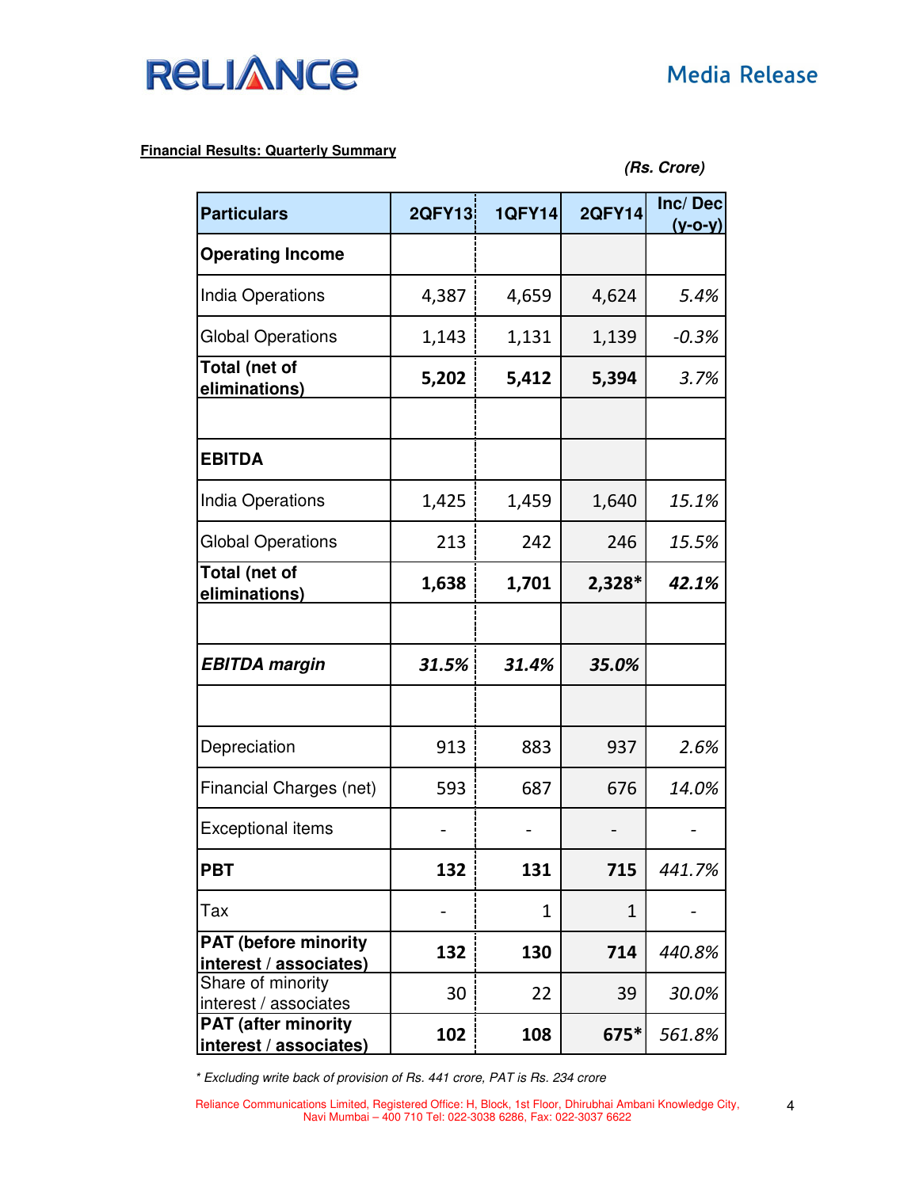**Financial Results: Quarterly Summary**

***(Rs. Crore)***

| Particulars | 2QFY13 | 1QFY14 | 2QFY14 | Inc/ Dec (y-o-y) |
|---|---|---|---|---|
| **Operating Income** | | | | |
| India Operations | 4,387 | 4,659 | 4,624 | *5.4%* |
| Global Operations | 1,143 | 1,131 | 1,139 | *-0.3%* |
| **Total (net of eliminations)** | **5,202** | **5,412** | **5,394** | *3.7%* |
| | | | | |
| **EBITDA** | | | | |
| India Operations | 1,425 | 1,459 | 1,640 | *15.1%* |
| Global Operations | 213 | 242 | 246 | *15.5%* |
| **Total (net of eliminations)** | **1,638** | **1,701** | **2,328*** | ***42.1%*** |
| | | | | |
| ***EBITDA margin*** | ***31.5%*** | ***31.4%*** | ***35.0%*** | |
| | | | | |
| Depreciation | 913 | 883 | 937 | *2.6%* |
| Financial Charges (net) | 593 | 687 | 676 | *14.0%* |
| Exceptional items | - | - | - | - |
| **PBT** | **132** | **131** | **715** | *441.7%* |
| Tax | - | 1 | 1 | - |
| **PAT (before minority interest / associates)** | **132** | **130** | **714** | *440.8%* |
| Share of minority interest / associates | 30 | 22 | 39 | *30.0%* |
| **PAT (after minority interest / associates)** | **102** | **108** | **675*** | *561.8%* |

*\* Excluding write back of provision of Rs. 441 crore, PAT is Rs. 234 crore*

Reliance Communications Limited, Registered Office: H, Block, 1st Floor, Dhirubhai Ambani Knowledge City, Navi Mumbai – 400 710 Tel: 022-3038 6286, Fax: 022-3037 6622